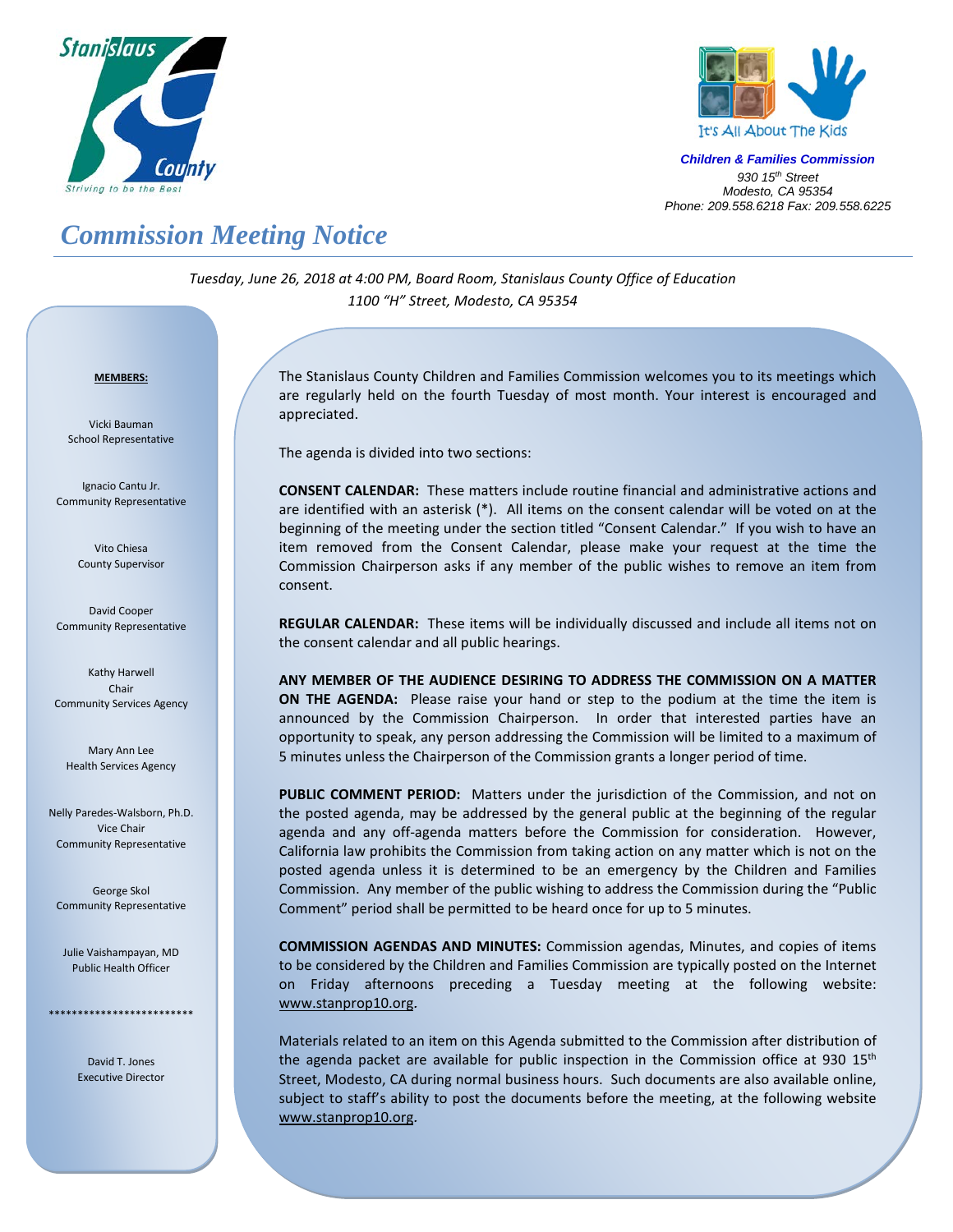Stanislaus County
Striving to be the Best

It's All About The Kids

***Children & Families Commission***
*930 15th Street*
*Modesto, CA 95354*
*Phone: 209.558.6218 Fax: 209.558.6225*

# *Commission Meeting Notice*

*Tuesday, June 26, 2018 at 4:00 PM, Board Room, Stanislaus County Office of Education*
*1100 "H" Street, Modesto, CA 95354*

**MEMBERS:**

Vicki Bauman
School Representative

Ignacio Cantu Jr.
Community Representative

Vito Chiesa
County Supervisor

David Cooper
Community Representative

Kathy Harwell
Chair
Community Services Agency

Mary Ann Lee
Health Services Agency

Nelly Paredes-Walsborn, Ph.D.
Vice Chair
Community Representative

George Skol
Community Representative

Julie Vaishampayan, MD
Public Health Officer

*************************

David T. Jones
Executive Director

The Stanislaus County Children and Families Commission welcomes you to its meetings which are regularly held on the fourth Tuesday of most month. Your interest is encouraged and appreciated.

The agenda is divided into two sections:

**CONSENT CALENDAR:** These matters include routine financial and administrative actions and are identified with an asterisk (*). All items on the consent calendar will be voted on at the beginning of the meeting under the section titled "Consent Calendar." If you wish to have an item removed from the Consent Calendar, please make your request at the time the Commission Chairperson asks if any member of the public wishes to remove an item from consent.

**REGULAR CALENDAR:** These items will be individually discussed and include all items not on the consent calendar and all public hearings.

**ANY MEMBER OF THE AUDIENCE DESIRING TO ADDRESS THE COMMISSION ON A MATTER ON THE AGENDA:** Please raise your hand or step to the podium at the time the item is announced by the Commission Chairperson. In order that interested parties have an opportunity to speak, any person addressing the Commission will be limited to a maximum of 5 minutes unless the Chairperson of the Commission grants a longer period of time.

**PUBLIC COMMENT PERIOD:** Matters under the jurisdiction of the Commission, and not on the posted agenda, may be addressed by the general public at the beginning of the regular agenda and any off-agenda matters before the Commission for consideration. However, California law prohibits the Commission from taking action on any matter which is not on the posted agenda unless it is determined to be an emergency by the Children and Families Commission. Any member of the public wishing to address the Commission during the "Public Comment" period shall be permitted to be heard once for up to 5 minutes.

**COMMISSION AGENDAS AND MINUTES:** Commission agendas, Minutes, and copies of items to be considered by the Children and Families Commission are typically posted on the Internet on Friday afternoons preceding a Tuesday meeting at the following website: www.stanprop10.org.

Materials related to an item on this Agenda submitted to the Commission after distribution of the agenda packet are available for public inspection in the Commission office at 930 15th Street, Modesto, CA during normal business hours. Such documents are also available online, subject to staff's ability to post the documents before the meeting, at the following website www.stanprop10.org.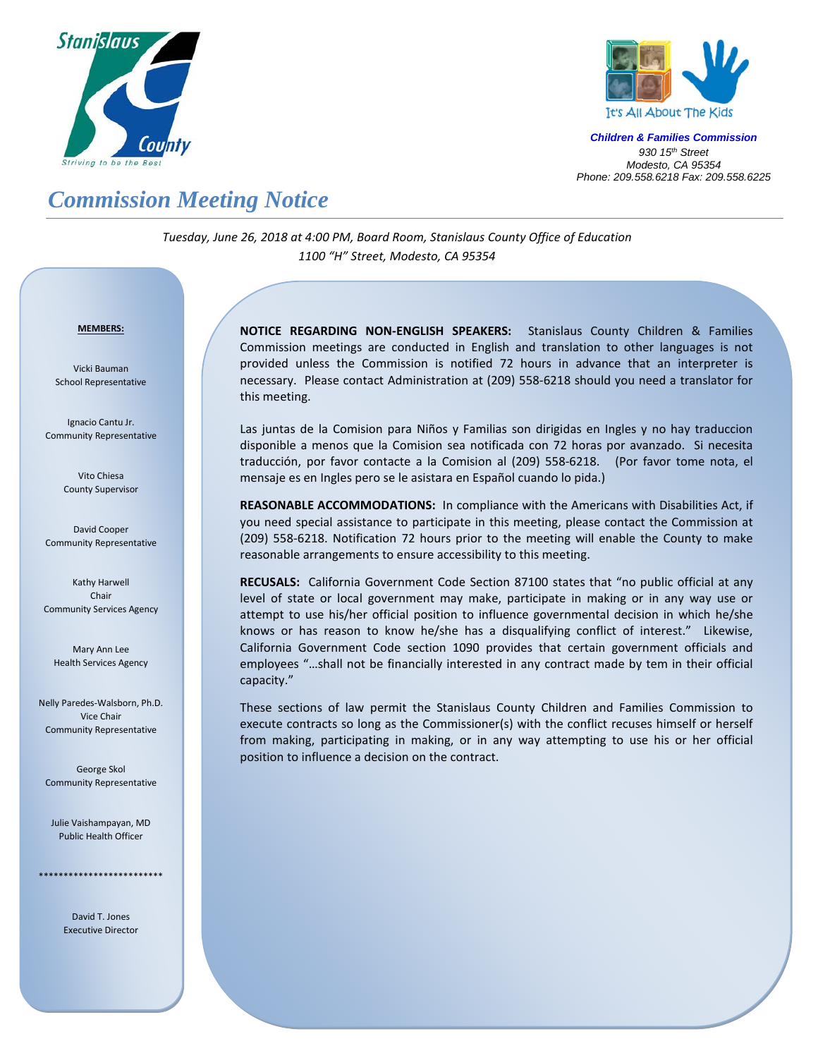Children & Families Commission
930 15th Street
Modesto, CA 95354
Phone: 209.558.6218 Fax: 209.558.6225

# Commission Meeting Notice

*Tuesday, June 26, 2018 at 4:00 PM, Board Room, Stanislaus County Office of Education*
*1100 "H" Street, Modesto, CA 95354*

**MEMBERS:**

Vicki Bauman
School Representative

Ignacio Cantu Jr.
Community Representative

Vito Chiesa
County Supervisor

David Cooper
Community Representative

Kathy Harwell
Chair
Community Services Agency

Mary Ann Lee
Health Services Agency

Nelly Paredes-Walsborn, Ph.D.
Vice Chair
Community Representative

George Skol
Community Representative

Julie Vaishampayan, MD
Public Health Officer

*************************

David T. Jones
Executive Director

**NOTICE REGARDING NON-ENGLISH SPEAKERS:** Stanislaus County Children & Families Commission meetings are conducted in English and translation to other languages is not provided unless the Commission is notified 72 hours in advance that an interpreter is necessary. Please contact Administration at (209) 558-6218 should you need a translator for this meeting.

Las juntas de la Comision para Niños y Familias son dirigidas en Ingles y no hay traduccion disponible a menos que la Comision sea notificada con 72 horas por avanzado. Si necesita traducción, por favor contacte a la Comision al (209) 558-6218. (Por favor tome nota, el mensaje es en Ingles pero se le asistara en Español cuando lo pida.)

**REASONABLE ACCOMMODATIONS:** In compliance with the Americans with Disabilities Act, if you need special assistance to participate in this meeting, please contact the Commission at (209) 558-6218. Notification 72 hours prior to the meeting will enable the County to make reasonable arrangements to ensure accessibility to this meeting.

**RECUSALS:** California Government Code Section 87100 states that "no public official at any level of state or local government may make, participate in making or in any way use or attempt to use his/her official position to influence governmental decision in which he/she knows or has reason to know he/she has a disqualifying conflict of interest." Likewise, California Government Code section 1090 provides that certain government officials and employees "…shall not be financially interested in any contract made by tem in their official capacity."

These sections of law permit the Stanislaus County Children and Families Commission to execute contracts so long as the Commissioner(s) with the conflict recuses himself or herself from making, participating in making, or in any way attempting to use his or her official position to influence a decision on the contract.